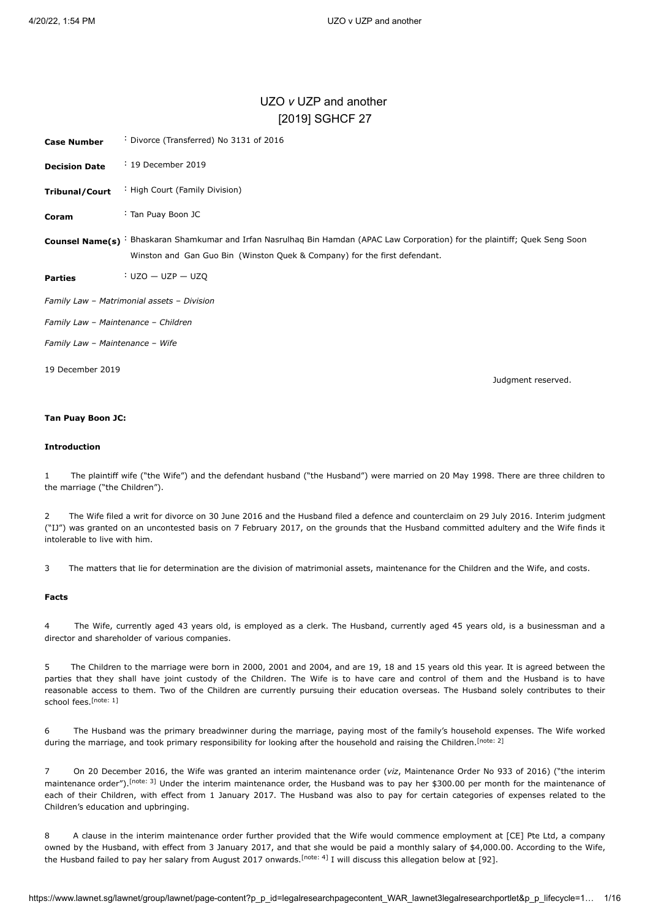# UZO *v* UZP and another
# [2019] SGHCF 27

| | |
|---|---|
| **Case Number** | : Divorce (Transferred) No 3131 of 2016 |
| **Decision Date** | : 19 December 2019 |
| **Tribunal/Court** | : High Court (Family Division) |
| **Coram** | : Tan Puay Boon JC |
| **Counsel Name(s)** | : Bhaskaran Shamkumar and Irfan Nasrulhaq Bin Hamdan (APAC Law Corporation) for the plaintiff; Quek Seng Soon Winston and Gan Guo Bin (Winston Quek & Company) for the first defendant. |
| **Parties** | : UZO — UZP — UZQ |

*Family Law – Matrimonial assets – Division*

*Family Law – Maintenance – Children*

*Family Law – Maintenance – Wife*

19 December 2019

Judgment reserved.

**Tan Puay Boon JC:**

**Introduction**

1 The plaintiff wife ("the Wife") and the defendant husband ("the Husband") were married on 20 May 1998. There are three children to the marriage ("the Children").

2 The Wife filed a writ for divorce on 30 June 2016 and the Husband filed a defence and counterclaim on 29 July 2016. Interim judgment ("IJ") was granted on an uncontested basis on 7 February 2017, on the grounds that the Husband committed adultery and the Wife finds it intolerable to live with him.

3 The matters that lie for determination are the division of matrimonial assets, maintenance for the Children and the Wife, and costs.

**Facts**

4 The Wife, currently aged 43 years old, is employed as a clerk. The Husband, currently aged 45 years old, is a businessman and a director and shareholder of various companies.

5 The Children to the marriage were born in 2000, 2001 and 2004, and are 19, 18 and 15 years old this year. It is agreed between the parties that they shall have joint custody of the Children. The Wife is to have care and control of them and the Husband is to have reasonable access to them. Two of the Children are currently pursuing their education overseas. The Husband solely contributes to their school fees.[note: 1]

6 The Husband was the primary breadwinner during the marriage, paying most of the family's household expenses. The Wife worked during the marriage, and took primary responsibility for looking after the household and raising the Children.[note: 2]

7 On 20 December 2016, the Wife was granted an interim maintenance order (*viz*, Maintenance Order No 933 of 2016) ("the interim maintenance order").[note: 3] Under the interim maintenance order, the Husband was to pay her $300.00 per month for the maintenance of each of their Children, with effect from 1 January 2017. The Husband was also to pay for certain categories of expenses related to the Children's education and upbringing.

8 A clause in the interim maintenance order further provided that the Wife would commence employment at [CE] Pte Ltd, a company owned by the Husband, with effect from 3 January 2017, and that she would be paid a monthly salary of $4,000.00. According to the Wife, the Husband failed to pay her salary from August 2017 onwards.[note: 4] I will discuss this allegation below at [92].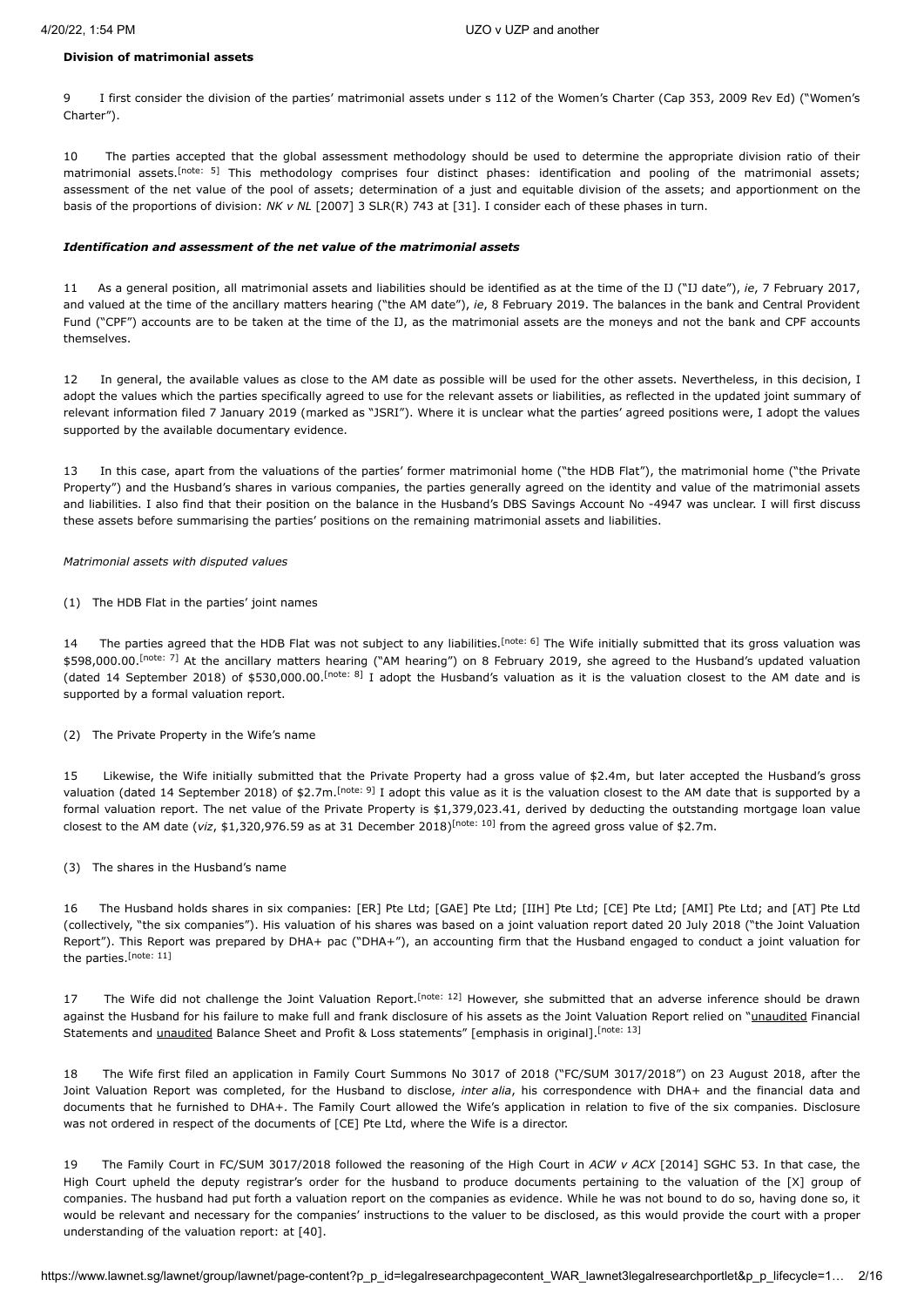**Division of matrimonial assets**

9 I first consider the division of the parties' matrimonial assets under s 112 of the Women's Charter (Cap 353, 2009 Rev Ed) ("Women's Charter").

10 The parties accepted that the global assessment methodology should be used to determine the appropriate division ratio of their matrimonial assets.[note: 5] This methodology comprises four distinct phases: identification and pooling of the matrimonial assets; assessment of the net value of the pool of assets; determination of a just and equitable division of the assets; and apportionment on the basis of the proportions of division: *NK v NL* [2007] 3 SLR(R) 743 at [31]. I consider each of these phases in turn.

***Identification and assessment of the net value of the matrimonial assets***

11 As a general position, all matrimonial assets and liabilities should be identified as at the time of the IJ ("IJ date"), *ie*, 7 February 2017, and valued at the time of the ancillary matters hearing ("the AM date"), *ie*, 8 February 2019. The balances in the bank and Central Provident Fund ("CPF") accounts are to be taken at the time of the IJ, as the matrimonial assets are the moneys and not the bank and CPF accounts themselves.

12 In general, the available values as close to the AM date as possible will be used for the other assets. Nevertheless, in this decision, I adopt the values which the parties specifically agreed to use for the relevant assets or liabilities, as reflected in the updated joint summary of relevant information filed 7 January 2019 (marked as "JSRI"). Where it is unclear what the parties' agreed positions were, I adopt the values supported by the available documentary evidence.

13 In this case, apart from the valuations of the parties' former matrimonial home ("the HDB Flat"), the matrimonial home ("the Private Property") and the Husband's shares in various companies, the parties generally agreed on the identity and value of the matrimonial assets and liabilities. I also find that their position on the balance in the Husband's DBS Savings Account No -4947 was unclear. I will first discuss these assets before summarising the parties' positions on the remaining matrimonial assets and liabilities.

*Matrimonial assets with disputed values*

(1) The HDB Flat in the parties' joint names

14 The parties agreed that the HDB Flat was not subject to any liabilities.[note: 6] The Wife initially submitted that its gross valuation was $598,000.00.[note: 7] At the ancillary matters hearing ("AM hearing") on 8 February 2019, she agreed to the Husband's updated valuation (dated 14 September 2018) of $530,000.00.[note: 8] I adopt the Husband's valuation as it is the valuation closest to the AM date and is supported by a formal valuation report.

(2) The Private Property in the Wife's name

15 Likewise, the Wife initially submitted that the Private Property had a gross value of $2.4m, but later accepted the Husband's gross valuation (dated 14 September 2018) of $2.7m.[note: 9] I adopt this value as it is the valuation closest to the AM date that is supported by a formal valuation report. The net value of the Private Property is $1,379,023.41, derived by deducting the outstanding mortgage loan value closest to the AM date (*viz*, $1,320,976.59 as at 31 December 2018)[note: 10] from the agreed gross value of $2.7m.

(3) The shares in the Husband's name

16 The Husband holds shares in six companies: [ER] Pte Ltd; [GAE] Pte Ltd; [IIH] Pte Ltd; [CE] Pte Ltd; [AMI] Pte Ltd; and [AT] Pte Ltd (collectively, "the six companies"). His valuation of his shares was based on a joint valuation report dated 20 July 2018 ("the Joint Valuation Report"). This Report was prepared by DHA+ pac ("DHA+"), an accounting firm that the Husband engaged to conduct a joint valuation for the parties.[note: 11]

17 The Wife did not challenge the Joint Valuation Report.[note: 12] However, she submitted that an adverse inference should be drawn against the Husband for his failure to make full and frank disclosure of his assets as the Joint Valuation Report relied on "unaudited Financial Statements and unaudited Balance Sheet and Profit & Loss statements" [emphasis in original].[note: 13]

18 The Wife first filed an application in Family Court Summons No 3017 of 2018 ("FC/SUM 3017/2018") on 23 August 2018, after the Joint Valuation Report was completed, for the Husband to disclose, *inter alia*, his correspondence with DHA+ and the financial data and documents that he furnished to DHA+. The Family Court allowed the Wife's application in relation to five of the six companies. Disclosure was not ordered in respect of the documents of [CE] Pte Ltd, where the Wife is a director.

19 The Family Court in FC/SUM 3017/2018 followed the reasoning of the High Court in *ACW v ACX* [2014] SGHC 53. In that case, the High Court upheld the deputy registrar's order for the husband to produce documents pertaining to the valuation of the [X] group of companies. The husband had put forth a valuation report on the companies as evidence. While he was not bound to do so, having done so, it would be relevant and necessary for the companies' instructions to the valuer to be disclosed, as this would provide the court with a proper understanding of the valuation report: at [40].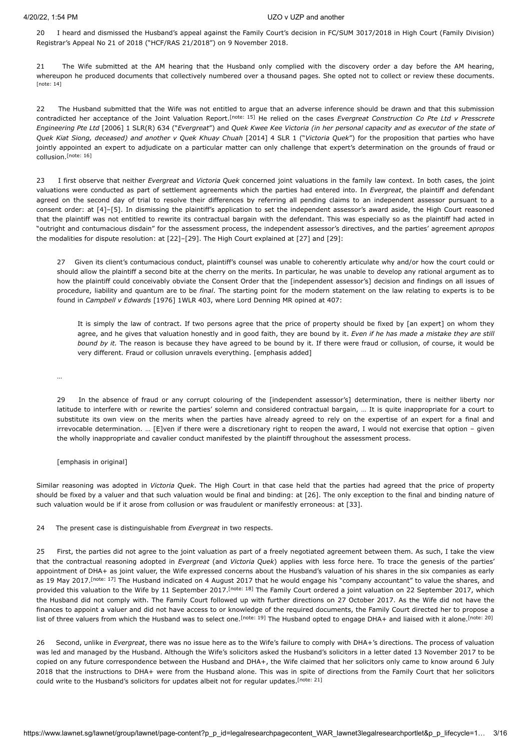20 I heard and dismissed the Husband's appeal against the Family Court's decision in FC/SUM 3017/2018 in High Court (Family Division) Registrar's Appeal No 21 of 2018 ("HCF/RAS 21/2018") on 9 November 2018.

21 The Wife submitted at the AM hearing that the Husband only complied with the discovery order a day before the AM hearing, whereupon he produced documents that collectively numbered over a thousand pages. She opted not to collect or review these documents. [note: 14]

22 The Husband submitted that the Wife was not entitled to argue that an adverse inference should be drawn and that this submission contradicted her acceptance of the Joint Valuation Report.[note: 15] He relied on the cases *Evergreat Construction Co Pte Ltd v Presscrete Engineering Pte Ltd* [2006] 1 SLR(R) 634 ("*Evergreat*") and *Quek Kwee Kee Victoria (in her personal capacity and as executor of the state of Quek Kiat Siong, deceased) and another v Quek Khuay Chuah* [2014] 4 SLR 1 ("*Victoria Quek*") for the proposition that parties who have jointly appointed an expert to adjudicate on a particular matter can only challenge that expert's determination on the grounds of fraud or collusion.[note: 16]

23 I first observe that neither *Evergreat* and *Victoria Quek* concerned joint valuations in the family law context. In both cases, the joint valuations were conducted as part of settlement agreements which the parties had entered into. In *Evergreat*, the plaintiff and defendant agreed on the second day of trial to resolve their differences by referring all pending claims to an independent assessor pursuant to a consent order: at [4]–[5]. In dismissing the plaintiff's application to set the independent assessor's award aside, the High Court reasoned that the plaintiff was not entitled to rewrite its contractual bargain with the defendant. This was especially so as the plaintiff had acted in "outright and contumacious disdain" for the assessment process, the independent assessor's directives, and the parties' agreement *apropos* the modalities for dispute resolution: at [22]–[29]. The High Court explained at [27] and [29]:

> 27 Given its client's contumacious conduct, plaintiff's counsel was unable to coherently articulate why and/or how the court could or should allow the plaintiff a second bite at the cherry on the merits. In particular, he was unable to develop any rational argument as to how the plaintiff could conceivably obviate the Consent Order that the [independent assessor's] decision and findings on all issues of procedure, liability and quantum are to be *final*. The starting point for the modern statement on the law relating to experts is to be found in *Campbell v Edwards* [1976] 1WLR 403, where Lord Denning MR opined at 407:
>
>> It is simply the law of contract. If two persons agree that the price of property should be fixed by [an expert] on whom they agree, and he gives that valuation honestly and in good faith, they are bound by it. *Even if he has made a mistake they are still bound by it.* The reason is because they have agreed to be bound by it. If there were fraud or collusion, of course, it would be very different. Fraud or collusion unravels everything. [emphasis added]
>
> …
>
> 29 In the absence of fraud or any corrupt colouring of the [independent assessor's] determination, there is neither liberty nor latitude to interfere with or rewrite the parties' solemn and considered contractual bargain, … It is quite inappropriate for a court to substitute its own view on the merits when the parties have already agreed to rely on the expertise of an expert for a final and irrevocable determination. … [E]ven if there were a discretionary right to reopen the award, I would not exercise that option – given the wholly inappropriate and cavalier conduct manifested by the plaintiff throughout the assessment process.
>
> [emphasis in original]

Similar reasoning was adopted in *Victoria Quek*. The High Court in that case held that the parties had agreed that the price of property should be fixed by a valuer and that such valuation would be final and binding: at [26]. The only exception to the final and binding nature of such valuation would be if it arose from collusion or was fraudulent or manifestly erroneous: at [33].

24 The present case is distinguishable from *Evergreat* in two respects.

25 First, the parties did not agree to the joint valuation as part of a freely negotiated agreement between them. As such, I take the view that the contractual reasoning adopted in *Evergreat* (and *Victoria Quek*) applies with less force here. To trace the genesis of the parties' appointment of DHA+ as joint valuer, the Wife expressed concerns about the Husband's valuation of his shares in the six companies as early as 19 May 2017.[note: 17] The Husband indicated on 4 August 2017 that he would engage his "company accountant" to value the shares, and provided this valuation to the Wife by 11 September 2017.[note: 18] The Family Court ordered a joint valuation on 22 September 2017, which the Husband did not comply with. The Family Court followed up with further directions on 27 October 2017. As the Wife did not have the finances to appoint a valuer and did not have access to or knowledge of the required documents, the Family Court directed her to propose a list of three valuers from which the Husband was to select one.[note: 19] The Husband opted to engage DHA+ and liaised with it alone.[note: 20]

26 Second, unlike in *Evergreat*, there was no issue here as to the Wife's failure to comply with DHA+'s directions. The process of valuation was led and managed by the Husband. Although the Wife's solicitors asked the Husband's solicitors in a letter dated 13 November 2017 to be copied on any future correspondence between the Husband and DHA+, the Wife claimed that her solicitors only came to know around 6 July 2018 that the instructions to DHA+ were from the Husband alone. This was in spite of directions from the Family Court that her solicitors could write to the Husband's solicitors for updates albeit not for regular updates.[note: 21]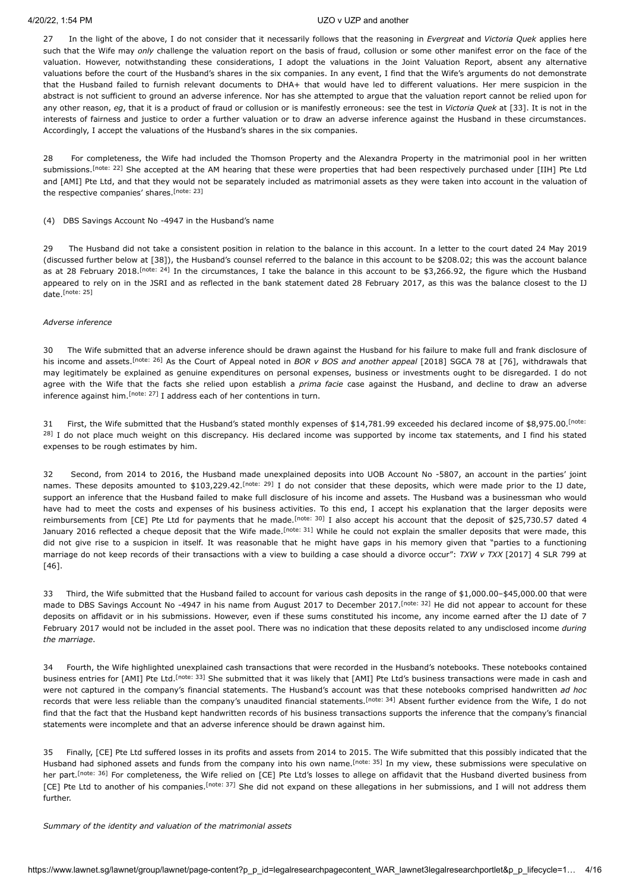27 In the light of the above, I do not consider that it necessarily follows that the reasoning in *Evergreat* and *Victoria Quek* applies here such that the Wife may *only* challenge the valuation report on the basis of fraud, collusion or some other manifest error on the face of the valuation. However, notwithstanding these considerations, I adopt the valuations in the Joint Valuation Report, absent any alternative valuations before the court of the Husband's shares in the six companies. In any event, I find that the Wife's arguments do not demonstrate that the Husband failed to furnish relevant documents to DHA+ that would have led to different valuations. Her mere suspicion in the abstract is not sufficient to ground an adverse inference. Nor has she attempted to argue that the valuation report cannot be relied upon for any other reason, *eg*, that it is a product of fraud or collusion or is manifestly erroneous: see the test in *Victoria Quek* at [33]. It is not in the interests of fairness and justice to order a further valuation or to draw an adverse inference against the Husband in these circumstances. Accordingly, I accept the valuations of the Husband's shares in the six companies.

28 For completeness, the Wife had included the Thomson Property and the Alexandra Property in the matrimonial pool in her written submissions.[note: 22] She accepted at the AM hearing that these were properties that had been respectively purchased under [IIH] Pte Ltd and [AMI] Pte Ltd, and that they would not be separately included as matrimonial assets as they were taken into account in the valuation of the respective companies' shares.[note: 23]

(4) DBS Savings Account No -4947 in the Husband's name

29 The Husband did not take a consistent position in relation to the balance in this account. In a letter to the court dated 24 May 2019 (discussed further below at [38]), the Husband's counsel referred to the balance in this account to be $208.02; this was the account balance as at 28 February 2018.[note: 24] In the circumstances, I take the balance in this account to be $3,266.92, the figure which the Husband appeared to rely on in the JSRI and as reflected in the bank statement dated 28 February 2017, as this was the balance closest to the IJ date.[note: 25]

*Adverse inference*

30 The Wife submitted that an adverse inference should be drawn against the Husband for his failure to make full and frank disclosure of his income and assets.[note: 26] As the Court of Appeal noted in *BOR v BOS and another appeal* [2018] SGCA 78 at [76], withdrawals that may legitimately be explained as genuine expenditures on personal expenses, business or investments ought to be disregarded. I do not agree with the Wife that the facts she relied upon establish a *prima facie* case against the Husband, and decline to draw an adverse inference against him.[note: 27] I address each of her contentions in turn.

31 First, the Wife submitted that the Husband's stated monthly expenses of $14,781.99 exceeded his declared income of $8,975.00.[note: 28] I do not place much weight on this discrepancy. His declared income was supported by income tax statements, and I find his stated expenses to be rough estimates by him.

32 Second, from 2014 to 2016, the Husband made unexplained deposits into UOB Account No -5807, an account in the parties' joint names. These deposits amounted to $103,229.42.[note: 29] I do not consider that these deposits, which were made prior to the IJ date, support an inference that the Husband failed to make full disclosure of his income and assets. The Husband was a businessman who would have had to meet the costs and expenses of his business activities. To this end, I accept his explanation that the larger deposits were reimbursements from [CE] Pte Ltd for payments that he made.[note: 30] I also accept his account that the deposit of $25,730.57 dated 4 January 2016 reflected a cheque deposit that the Wife made.[note: 31] While he could not explain the smaller deposits that were made, this did not give rise to a suspicion in itself. It was reasonable that he might have gaps in his memory given that "parties to a functioning marriage do not keep records of their transactions with a view to building a case should a divorce occur": *TXW v TXX* [2017] 4 SLR 799 at [46].

33 Third, the Wife submitted that the Husband failed to account for various cash deposits in the range of $1,000.00–$45,000.00 that were made to DBS Savings Account No -4947 in his name from August 2017 to December 2017.[note: 32] He did not appear to account for these deposits on affidavit or in his submissions. However, even if these sums constituted his income, any income earned after the IJ date of 7 February 2017 would not be included in the asset pool. There was no indication that these deposits related to any undisclosed income *during the marriage*.

34 Fourth, the Wife highlighted unexplained cash transactions that were recorded in the Husband's notebooks. These notebooks contained business entries for [AMI] Pte Ltd.[note: 33] She submitted that it was likely that [AMI] Pte Ltd's business transactions were made in cash and were not captured in the company's financial statements. The Husband's account was that these notebooks comprised handwritten *ad hoc* records that were less reliable than the company's unaudited financial statements.[note: 34] Absent further evidence from the Wife, I do not find that the fact that the Husband kept handwritten records of his business transactions supports the inference that the company's financial statements were incomplete and that an adverse inference should be drawn against him.

35 Finally, [CE] Pte Ltd suffered losses in its profits and assets from 2014 to 2015. The Wife submitted that this possibly indicated that the Husband had siphoned assets and funds from the company into his own name.[note: 35] In my view, these submissions were speculative on her part.[note: 36] For completeness, the Wife relied on [CE] Pte Ltd's losses to allege on affidavit that the Husband diverted business from [CE] Pte Ltd to another of his companies.[note: 37] She did not expand on these allegations in her submissions, and I will not address them further.

*Summary of the identity and valuation of the matrimonial assets*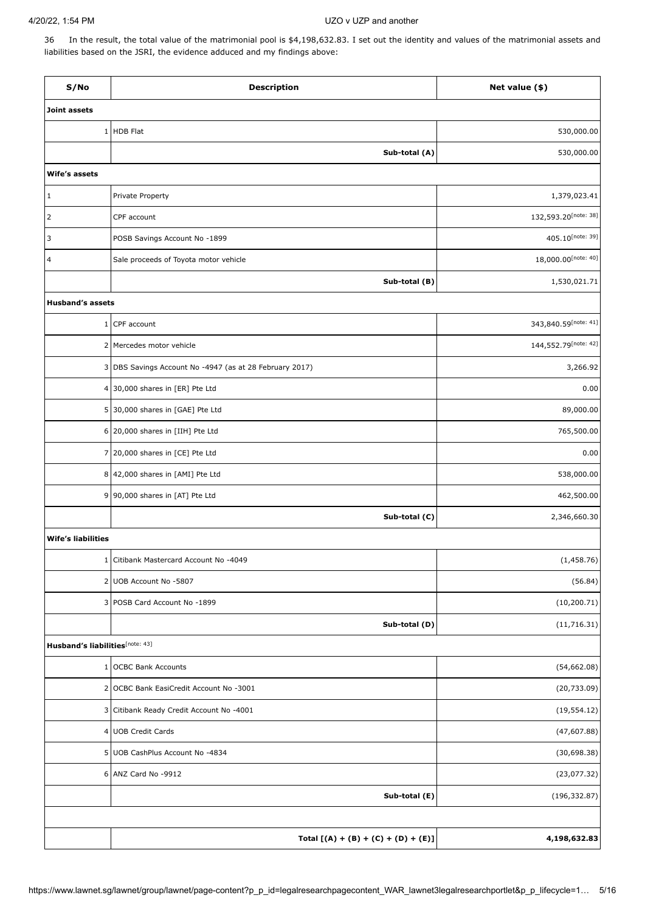36 In the result, the total value of the matrimonial pool is $4,198,632.83. I set out the identity and values of the matrimonial assets and liabilities based on the JSRI, the evidence adduced and my findings above:

| S/No | Description | Net value ($) |
|---|---|---|
| **Joint assets** | | |
| 1 | HDB Flat | 530,000.00 |
| | **Sub-total (A)** | 530,000.00 |
| **Wife's assets** | | |
| 1 | Private Property | 1,379,023.41 |
| 2 | CPF account | 132,593.20[note: 38] |
| 3 | POSB Savings Account No -1899 | 405.10[note: 39] |
| 4 | Sale proceeds of Toyota motor vehicle | 18,000.00[note: 40] |
| | **Sub-total (B)** | 1,530,021.71 |
| **Husband's assets** | | |
| 1 | CPF account | 343,840.59[note: 41] |
| 2 | Mercedes motor vehicle | 144,552.79[note: 42] |
| 3 | DBS Savings Account No -4947 (as at 28 February 2017) | 3,266.92 |
| 4 | 30,000 shares in [ER] Pte Ltd | 0.00 |
| 5 | 30,000 shares in [GAE] Pte Ltd | 89,000.00 |
| 6 | 20,000 shares in [IIH] Pte Ltd | 765,500.00 |
| 7 | 20,000 shares in [CE] Pte Ltd | 0.00 |
| 8 | 42,000 shares in [AMI] Pte Ltd | 538,000.00 |
| 9 | 90,000 shares in [AT] Pte Ltd | 462,500.00 |
| | **Sub-total (C)** | 2,346,660.30 |
| **Wife's liabilities** | | |
| 1 | Citibank Mastercard Account No -4049 | (1,458.76) |
| 2 | UOB Account No -5807 | (56.84) |
| 3 | POSB Card Account No -1899 | (10,200.71) |
| | **Sub-total (D)** | (11,716.31) |
| **Husband's liabilities**[note: 43] | | |
| 1 | OCBC Bank Accounts | (54,662.08) |
| 2 | OCBC Bank EasiCredit Account No -3001 | (20,733.09) |
| 3 | Citibank Ready Credit Account No -4001 | (19,554.12) |
| 4 | UOB Credit Cards | (47,607.88) |
| 5 | UOB CashPlus Account No -4834 | (30,698.38) |
| 6 | ANZ Card No -9912 | (23,077.32) |
| | **Sub-total (E)** | (196,332.87) |
| | | |
| | **Total [(A) + (B) + (C) + (D) + (E)]** | **4,198,632.83** |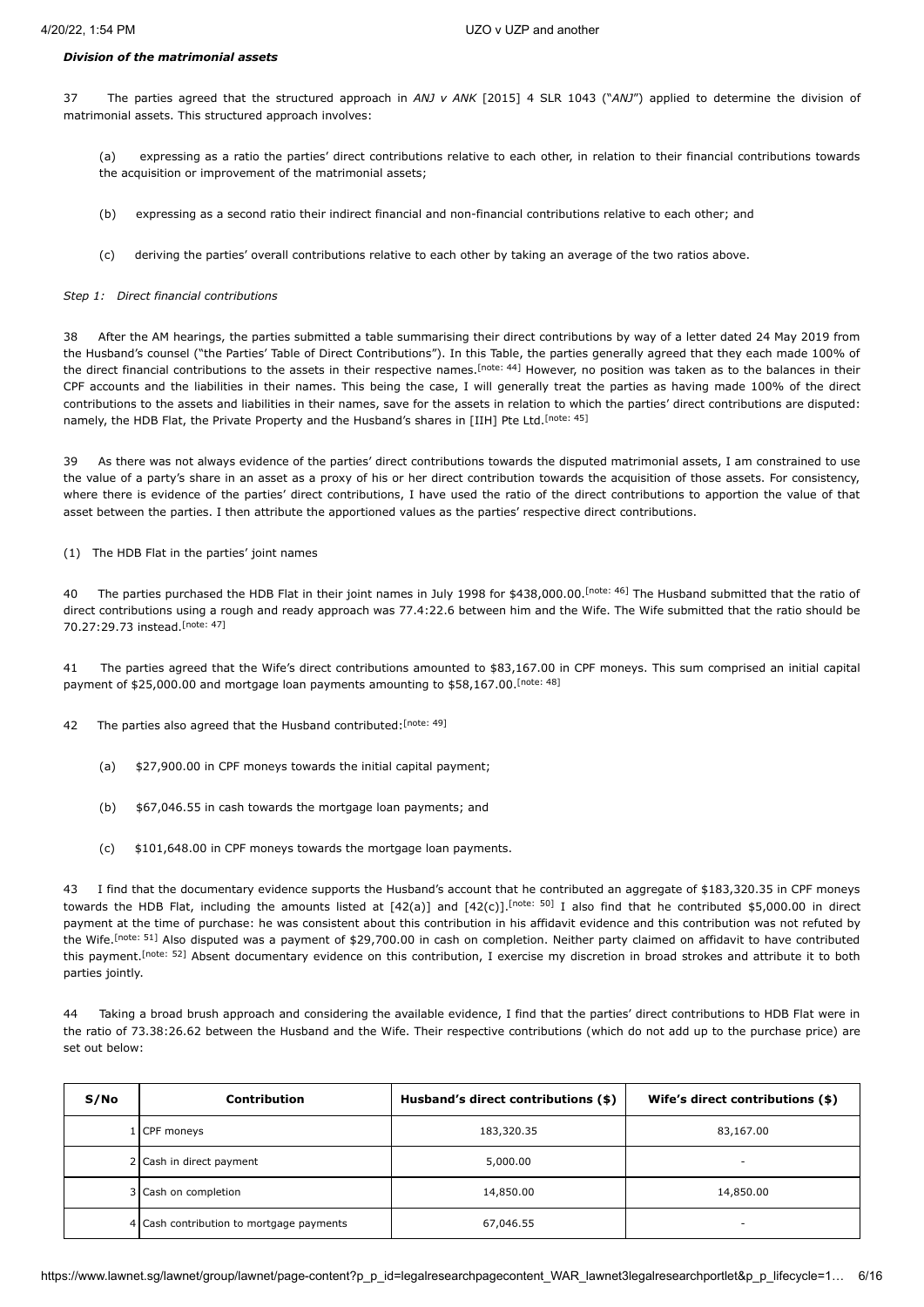***Division of the matrimonial assets***

37 The parties agreed that the structured approach in *ANJ v ANK* [2015] 4 SLR 1043 ("*ANJ*") applied to determine the division of matrimonial assets. This structured approach involves:

(a) expressing as a ratio the parties' direct contributions relative to each other, in relation to their financial contributions towards the acquisition or improvement of the matrimonial assets;

(b) expressing as a second ratio their indirect financial and non-financial contributions relative to each other; and

(c) deriving the parties' overall contributions relative to each other by taking an average of the two ratios above.

*Step 1: Direct financial contributions*

38 After the AM hearings, the parties submitted a table summarising their direct contributions by way of a letter dated 24 May 2019 from the Husband's counsel ("the Parties' Table of Direct Contributions"). In this Table, the parties generally agreed that they each made 100% of the direct financial contributions to the assets in their respective names.[note: 44] However, no position was taken as to the balances in their CPF accounts and the liabilities in their names. This being the case, I will generally treat the parties as having made 100% of the direct contributions to the assets and liabilities in their names, save for the assets in relation to which the parties' direct contributions are disputed: namely, the HDB Flat, the Private Property and the Husband's shares in [IIH] Pte Ltd.[note: 45]

39 As there was not always evidence of the parties' direct contributions towards the disputed matrimonial assets, I am constrained to use the value of a party's share in an asset as a proxy of his or her direct contribution towards the acquisition of those assets. For consistency, where there is evidence of the parties' direct contributions, I have used the ratio of the direct contributions to apportion the value of that asset between the parties. I then attribute the apportioned values as the parties' respective direct contributions.

(1) The HDB Flat in the parties' joint names

40 The parties purchased the HDB Flat in their joint names in July 1998 for $438,000.00.[note: 46] The Husband submitted that the ratio of direct contributions using a rough and ready approach was 77.4:22.6 between him and the Wife. The Wife submitted that the ratio should be 70.27:29.73 instead.[note: 47]

41 The parties agreed that the Wife's direct contributions amounted to $83,167.00 in CPF moneys. This sum comprised an initial capital payment of $25,000.00 and mortgage loan payments amounting to $58,167.00.[note: 48]

42 The parties also agreed that the Husband contributed:[note: 49]

(a) $27,900.00 in CPF moneys towards the initial capital payment;

(b) $67,046.55 in cash towards the mortgage loan payments; and

(c) $101,648.00 in CPF moneys towards the mortgage loan payments.

43 I find that the documentary evidence supports the Husband's account that he contributed an aggregate of $183,320.35 in CPF moneys towards the HDB Flat, including the amounts listed at [42(a)] and [42(c)].[note: 50] I also find that he contributed $5,000.00 in direct payment at the time of purchase: he was consistent about this contribution in his affidavit evidence and this contribution was not refuted by the Wife.[note: 51] Also disputed was a payment of $29,700.00 in cash on completion. Neither party claimed on affidavit to have contributed this payment.[note: 52] Absent documentary evidence on this contribution, I exercise my discretion in broad strokes and attribute it to both parties jointly.

44 Taking a broad brush approach and considering the available evidence, I find that the parties' direct contributions to HDB Flat were in the ratio of 73.38:26.62 between the Husband and the Wife. Their respective contributions (which do not add up to the purchase price) are set out below:

| S/No | Contribution | Husband's direct contributions ($) | Wife's direct contributions ($) |
|---|---|---|---|
| 1 | CPF moneys | 183,320.35 | 83,167.00 |
| 2 | Cash in direct payment | 5,000.00 | - |
| 3 | Cash on completion | 14,850.00 | 14,850.00 |
| 4 | Cash contribution to mortgage payments | 67,046.55 | - |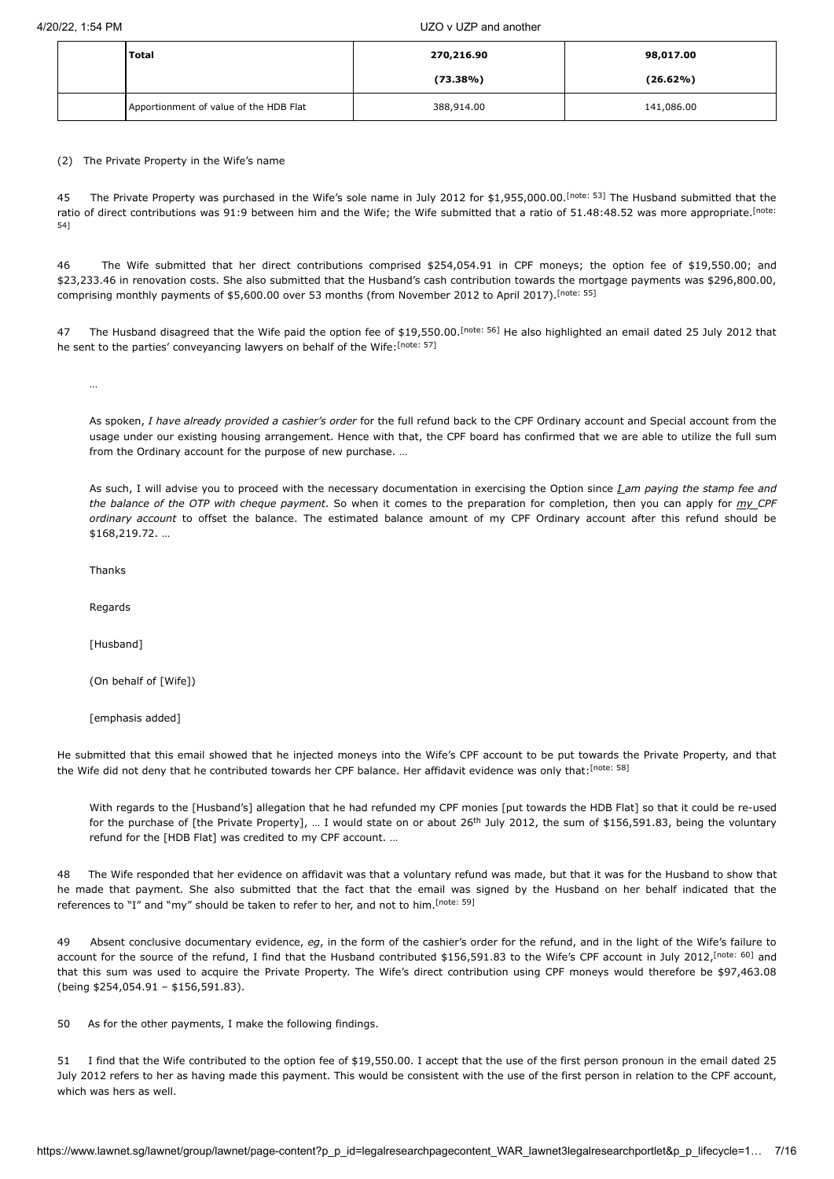| | Total | 270,216.90 (73.38%) | 98,017.00 (26.62%) |
|---|---|---|---|
| | Apportionment of value of the HDB Flat | 388,914.00 | 141,086.00 |

(2) The Private Property in the Wife's name

45 The Private Property was purchased in the Wife's sole name in July 2012 for $1,955,000.00.[note: 53] The Husband submitted that the ratio of direct contributions was 91:9 between him and the Wife; the Wife submitted that a ratio of 51.48:48.52 was more appropriate.[note: 54]

46 The Wife submitted that her direct contributions comprised $254,054.91 in CPF moneys; the option fee of $19,550.00; and $23,233.46 in renovation costs. She also submitted that the Husband's cash contribution towards the mortgage payments was $296,800.00, comprising monthly payments of $5,600.00 over 53 months (from November 2012 to April 2017).[note: 55]

47 The Husband disagreed that the Wife paid the option fee of $19,550.00.[note: 56] He also highlighted an email dated 25 July 2012 that he sent to the parties' conveyancing lawyers on behalf of the Wife:[note: 57]

> …
>
> As spoken, *I have already provided a cashier's order* for the full refund back to the CPF Ordinary account and Special account from the usage under our existing housing arrangement. Hence with that, the CPF board has confirmed that we are able to utilize the full sum from the Ordinary account for the purpose of new purchase. …
>
> As such, I will advise you to proceed with the necessary documentation in exercising the Option since *__I__ am paying the stamp fee and the balance of the OTP with cheque payment*. So when it comes to the preparation for completion, then you can apply for *__my__ CPF ordinary account* to offset the balance. The estimated balance amount of my CPF Ordinary account after this refund should be $168,219.72. …
>
> Thanks
>
> Regards
>
> [Husband]
>
> (On behalf of [Wife])
>
> [emphasis added]

He submitted that this email showed that he injected moneys into the Wife's CPF account to be put towards the Private Property, and that the Wife did not deny that he contributed towards her CPF balance. Her affidavit evidence was only that:[note: 58]

> With regards to the [Husband's] allegation that he had refunded my CPF monies [put towards the HDB Flat] so that it could be re-used for the purchase of [the Private Property], … I would state on or about 26th July 2012, the sum of $156,591.83, being the voluntary refund for the [HDB Flat] was credited to my CPF account. …

48 The Wife responded that her evidence on affidavit was that a voluntary refund was made, but that it was for the Husband to show that he made that payment. She also submitted that the fact that the email was signed by the Husband on her behalf indicated that the references to "I" and "my" should be taken to refer to her, and not to him.[note: 59]

49 Absent conclusive documentary evidence, *eg*, in the form of the cashier's order for the refund, and in the light of the Wife's failure to account for the source of the refund, I find that the Husband contributed $156,591.83 to the Wife's CPF account in July 2012,[note: 60] and that this sum was used to acquire the Private Property. The Wife's direct contribution using CPF moneys would therefore be $97,463.08 (being $254,054.91 – $156,591.83).

50 As for the other payments, I make the following findings.

51 I find that the Wife contributed to the option fee of $19,550.00. I accept that the use of the first person pronoun in the email dated 25 July 2012 refers to her as having made this payment. This would be consistent with the use of the first person in relation to the CPF account, which was hers as well.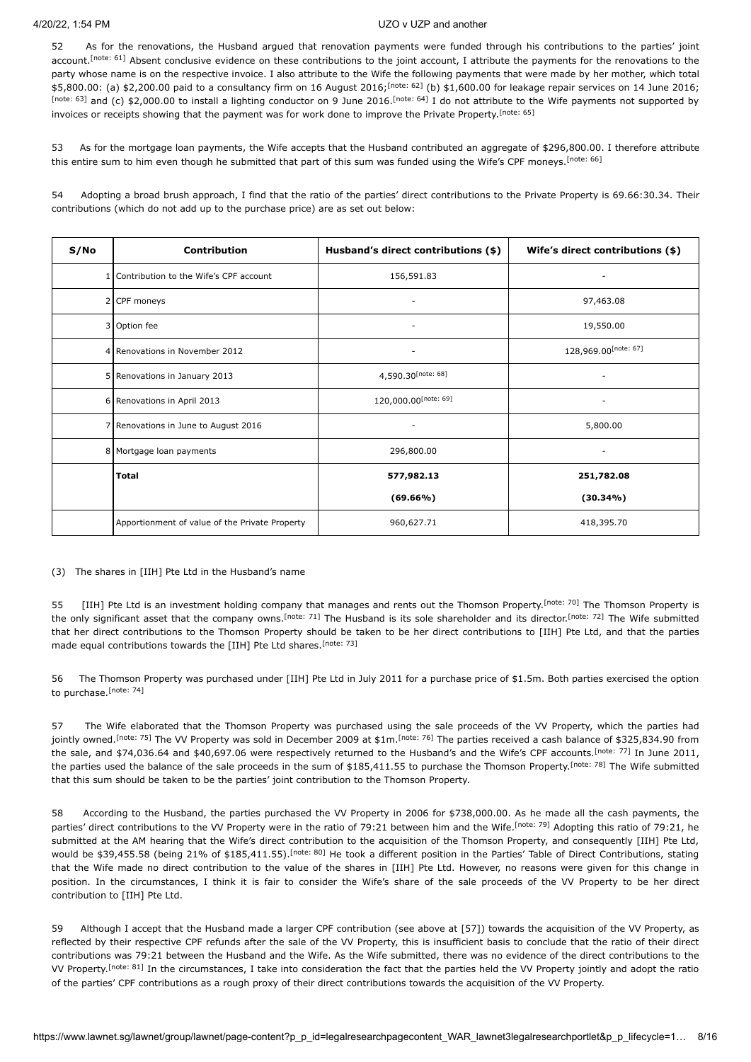52 As for the renovations, the Husband argued that renovation payments were funded through his contributions to the parties' joint account.[note: 61] Absent conclusive evidence on these contributions to the joint account, I attribute the payments for the renovations to the party whose name is on the respective invoice. I also attribute to the Wife the following payments that were made by her mother, which total $5,800.00: (a) $2,200.00 paid to a consultancy firm on 16 August 2016;[note: 62] (b) $1,600.00 for leakage repair services on 14 June 2016;[note: 63] and (c) $2,000.00 to install a lighting conductor on 9 June 2016.[note: 64] I do not attribute to the Wife payments not supported by invoices or receipts showing that the payment was for work done to improve the Private Property.[note: 65]

53 As for the mortgage loan payments, the Wife accepts that the Husband contributed an aggregate of $296,800.00. I therefore attribute this entire sum to him even though he submitted that part of this sum was funded using the Wife's CPF moneys.[note: 66]

54 Adopting a broad brush approach, I find that the ratio of the parties' direct contributions to the Private Property is 69.66:30.34. Their contributions (which do not add up to the purchase price) are as set out below:

| S/No | Contribution | Husband's direct contributions ($) | Wife's direct contributions ($) |
|---|---|---|---|
| 1 | Contribution to the Wife's CPF account | 156,591.83 | - |
| 2 | CPF moneys | - | 97,463.08 |
| 3 | Option fee | - | 19,550.00 |
| 4 | Renovations in November 2012 | - | 128,969.00[note: 67] |
| 5 | Renovations in January 2013 | 4,590.30[note: 68] | - |
| 6 | Renovations in April 2013 | 120,000.00[note: 69] | - |
| 7 | Renovations in June to August 2016 | - | 5,800.00 |
| 8 | Mortgage loan payments | 296,800.00 | - |
| | **Total** | **577,982.13** **(69.66%)** | **251,782.08** **(30.34%)** |
| | Apportionment of value of the Private Property | 960,627.71 | 418,395.70 |

(3) The shares in [IIH] Pte Ltd in the Husband's name

55 [IIH] Pte Ltd is an investment holding company that manages and rents out the Thomson Property.[note: 70] The Thomson Property is the only significant asset that the company owns.[note: 71] The Husband is its sole shareholder and its director.[note: 72] The Wife submitted that her direct contributions to the Thomson Property should be taken to be her direct contributions to [IIH] Pte Ltd, and that the parties made equal contributions towards the [IIH] Pte Ltd shares.[note: 73]

56 The Thomson Property was purchased under [IIH] Pte Ltd in July 2011 for a purchase price of $1.5m. Both parties exercised the option to purchase.[note: 74]

57 The Wife elaborated that the Thomson Property was purchased using the sale proceeds of the VV Property, which the parties had jointly owned.[note: 75] The VV Property was sold in December 2009 at $1m.[note: 76] The parties received a cash balance of $325,834.90 from the sale, and $74,036.64 and $40,697.06 were respectively returned to the Husband's and the Wife's CPF accounts.[note: 77] In June 2011, the parties used the balance of the sale proceeds in the sum of $185,411.55 to purchase the Thomson Property.[note: 78] The Wife submitted that this sum should be taken to be the parties' joint contribution to the Thomson Property.

58 According to the Husband, the parties purchased the VV Property in 2006 for $738,000.00. As he made all the cash payments, the parties' direct contributions to the VV Property were in the ratio of 79:21 between him and the Wife.[note: 79] Adopting this ratio of 79:21, he submitted at the AM hearing that the Wife's direct contribution to the acquisition of the Thomson Property, and consequently [IIH] Pte Ltd, would be $39,455.58 (being 21% of $185,411.55).[note: 80] He took a different position in the Parties' Table of Direct Contributions, stating that the Wife made no direct contribution to the value of the shares in [IIH] Pte Ltd. However, no reasons were given for this change in position. In the circumstances, I think it is fair to consider the Wife's share of the sale proceeds of the VV Property to be her direct contribution to [IIH] Pte Ltd.

59 Although I accept that the Husband made a larger CPF contribution (see above at [57]) towards the acquisition of the VV Property, as reflected by their respective CPF refunds after the sale of the VV Property, this is insufficient basis to conclude that the ratio of their direct contributions was 79:21 between the Husband and the Wife. As the Wife submitted, there was no evidence of the direct contributions to the VV Property.[note: 81] In the circumstances, I take into consideration the fact that the parties held the VV Property jointly and adopt the ratio of the parties' CPF contributions as a rough proxy of their direct contributions towards the acquisition of the VV Property.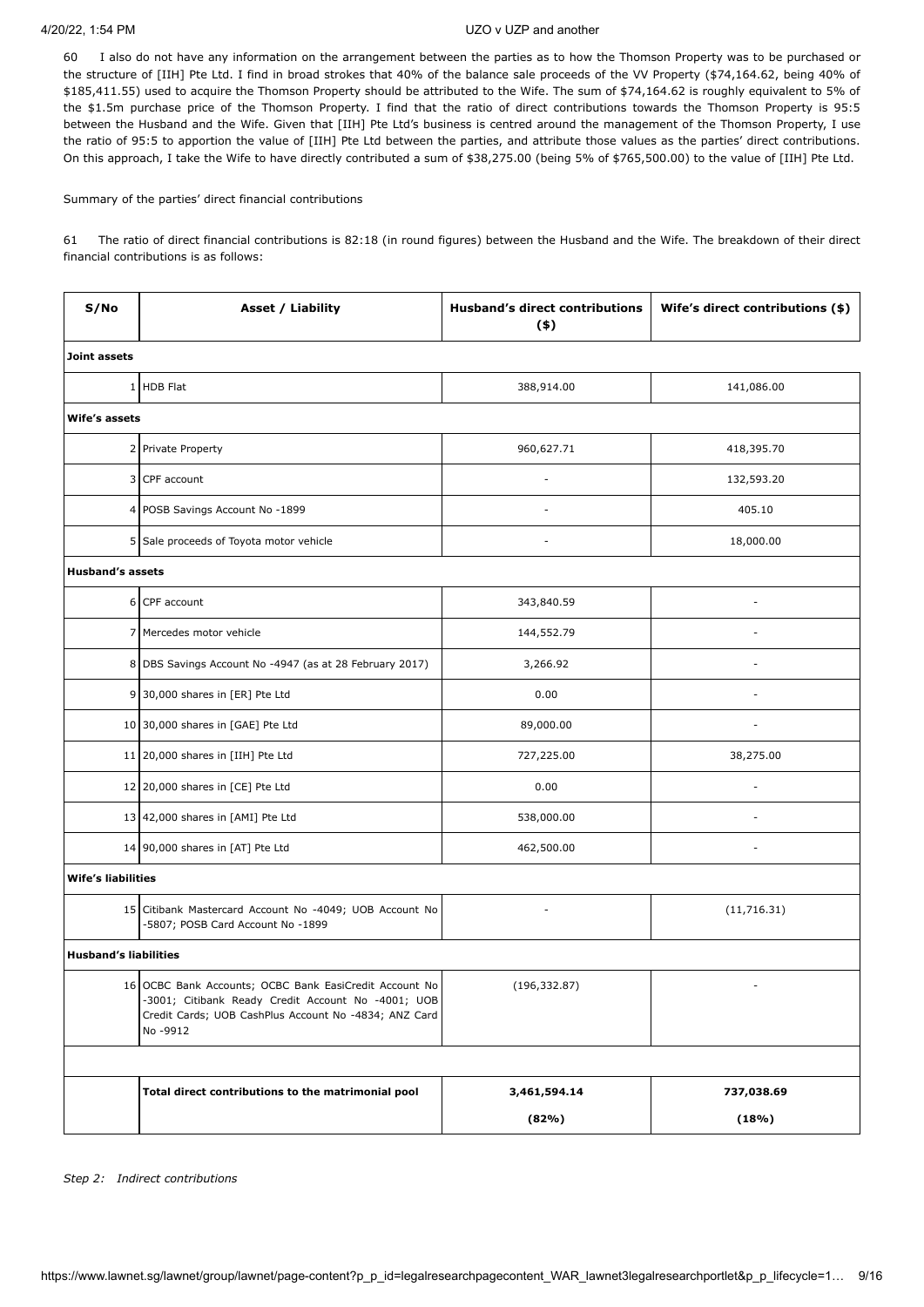60 I also do not have any information on the arrangement between the parties as to how the Thomson Property was to be purchased or the structure of [IIH] Pte Ltd. I find in broad strokes that 40% of the balance sale proceeds of the VV Property ($74,164.62, being 40% of $185,411.55) used to acquire the Thomson Property should be attributed to the Wife. The sum of $74,164.62 is roughly equivalent to 5% of the $1.5m purchase price of the Thomson Property. I find that the ratio of direct contributions towards the Thomson Property is 95:5 between the Husband and the Wife. Given that [IIH] Pte Ltd's business is centred around the management of the Thomson Property, I use the ratio of 95:5 to apportion the value of [IIH] Pte Ltd between the parties, and attribute those values as the parties' direct contributions. On this approach, I take the Wife to have directly contributed a sum of $38,275.00 (being 5% of $765,500.00) to the value of [IIH] Pte Ltd.

Summary of the parties' direct financial contributions

61 The ratio of direct financial contributions is 82:18 (in round figures) between the Husband and the Wife. The breakdown of their direct financial contributions is as follows:

| S/No | Asset / Liability | Husband's direct contributions ($) | Wife's direct contributions ($) |
|---|---|---|---|
| **Joint assets** | | | |
| 1 | HDB Flat | 388,914.00 | 141,086.00 |
| **Wife's assets** | | | |
| 2 | Private Property | 960,627.71 | 418,395.70 |
| 3 | CPF account | - | 132,593.20 |
| 4 | POSB Savings Account No -1899 | - | 405.10 |
| 5 | Sale proceeds of Toyota motor vehicle | - | 18,000.00 |
| **Husband's assets** | | | |
| 6 | CPF account | 343,840.59 | - |
| 7 | Mercedes motor vehicle | 144,552.79 | - |
| 8 | DBS Savings Account No -4947 (as at 28 February 2017) | 3,266.92 | - |
| 9 | 30,000 shares in [ER] Pte Ltd | 0.00 | - |
| 10 | 30,000 shares in [GAE] Pte Ltd | 89,000.00 | - |
| 11 | 20,000 shares in [IIH] Pte Ltd | 727,225.00 | 38,275.00 |
| 12 | 20,000 shares in [CE] Pte Ltd | 0.00 | - |
| 13 | 42,000 shares in [AMI] Pte Ltd | 538,000.00 | - |
| 14 | 90,000 shares in [AT] Pte Ltd | 462,500.00 | - |
| **Wife's liabilities** | | | |
| 15 | Citibank Mastercard Account No -4049; UOB Account No -5807; POSB Card Account No -1899 | - | (11,716.31) |
| **Husband's liabilities** | | | |
| 16 | OCBC Bank Accounts; OCBC Bank EasiCredit Account No -3001; Citibank Ready Credit Account No -4001; UOB Credit Cards; UOB CashPlus Account No -4834; ANZ Card No -9912 | (196,332.87) | - |
| | | | |
| | **Total direct contributions to the matrimonial pool** | **3,461,594.14** **(82%)** | **737,038.69** **(18%)** |

*Step 2: Indirect contributions*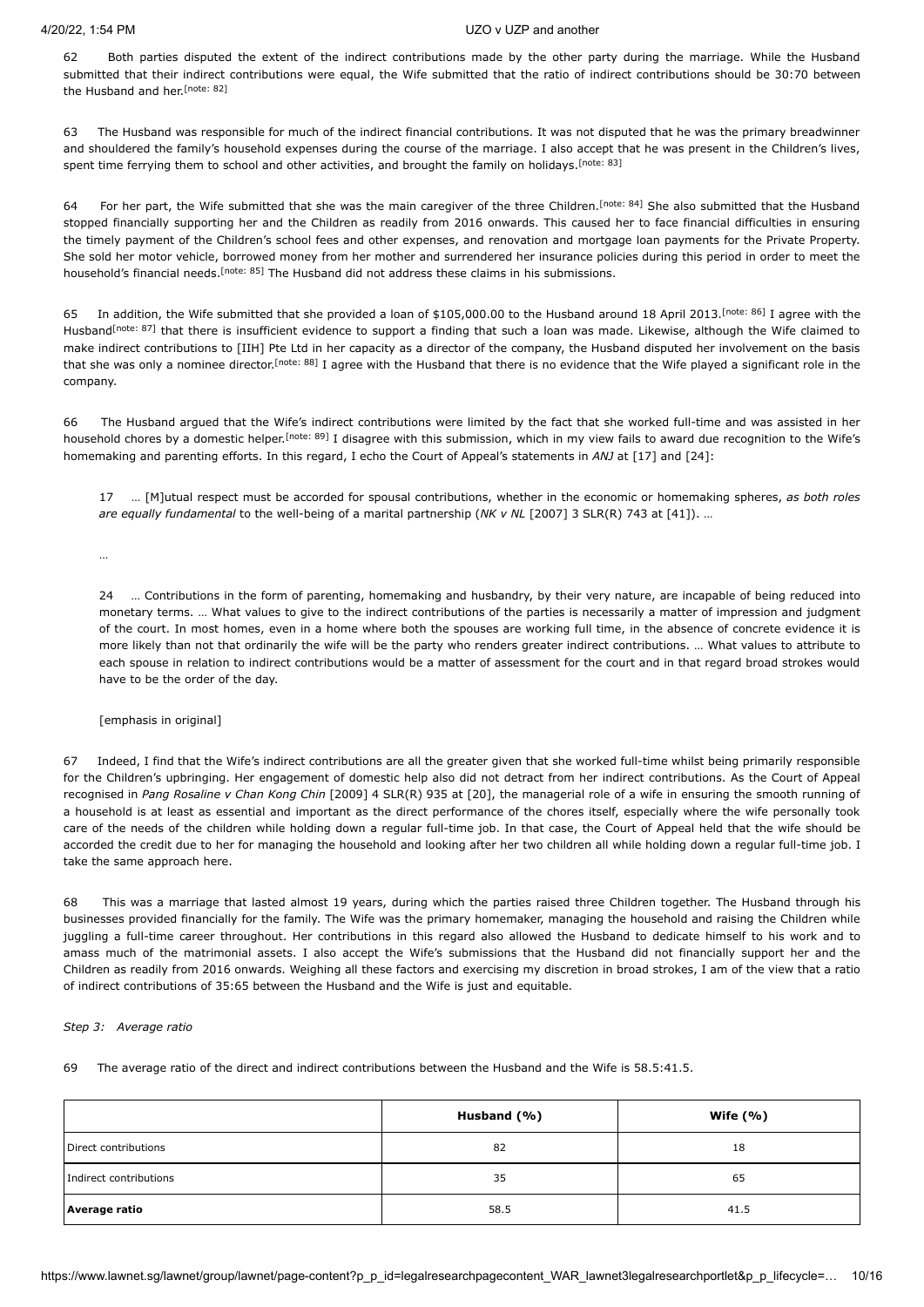62 Both parties disputed the extent of the indirect contributions made by the other party during the marriage. While the Husband submitted that their indirect contributions were equal, the Wife submitted that the ratio of indirect contributions should be 30:70 between the Husband and her.[note: 82]

63 The Husband was responsible for much of the indirect financial contributions. It was not disputed that he was the primary breadwinner and shouldered the family's household expenses during the course of the marriage. I also accept that he was present in the Children's lives, spent time ferrying them to school and other activities, and brought the family on holidays.[note: 83]

64 For her part, the Wife submitted that she was the main caregiver of the three Children.[note: 84] She also submitted that the Husband stopped financially supporting her and the Children as readily from 2016 onwards. This caused her to face financial difficulties in ensuring the timely payment of the Children's school fees and other expenses, and renovation and mortgage loan payments for the Private Property. She sold her motor vehicle, borrowed money from her mother and surrendered her insurance policies during this period in order to meet the household's financial needs.[note: 85] The Husband did not address these claims in his submissions.

65 In addition, the Wife submitted that she provided a loan of $105,000.00 to the Husband around 18 April 2013.[note: 86] I agree with the Husband[note: 87] that there is insufficient evidence to support a finding that such a loan was made. Likewise, although the Wife claimed to make indirect contributions to [IIH] Pte Ltd in her capacity as a director of the company, the Husband disputed her involvement on the basis that she was only a nominee director.[note: 88] I agree with the Husband that there is no evidence that the Wife played a significant role in the company.

66 The Husband argued that the Wife's indirect contributions were limited by the fact that she worked full-time and was assisted in her household chores by a domestic helper.[note: 89] I disagree with this submission, which in my view fails to award due recognition to the Wife's homemaking and parenting efforts. In this regard, I echo the Court of Appeal's statements in *ANJ* at [17] and [24]:

> 17 … [M]utual respect must be accorded for spousal contributions, whether in the economic or homemaking spheres, *as both roles are equally fundamental* to the well-being of a marital partnership (*NK v NL* [2007] 3 SLR(R) 743 at [41]). …
>
> …
>
> 24 … Contributions in the form of parenting, homemaking and husbandry, by their very nature, are incapable of being reduced into monetary terms. … What values to give to the indirect contributions of the parties is necessarily a matter of impression and judgment of the court. In most homes, even in a home where both the spouses are working full time, in the absence of concrete evidence it is more likely than not that ordinarily the wife will be the party who renders greater indirect contributions. … What values to attribute to each spouse in relation to indirect contributions would be a matter of assessment for the court and in that regard broad strokes would have to be the order of the day.
>
> [emphasis in original]

67 Indeed, I find that the Wife's indirect contributions are all the greater given that she worked full-time whilst being primarily responsible for the Children's upbringing. Her engagement of domestic help also did not detract from her indirect contributions. As the Court of Appeal recognised in *Pang Rosaline v Chan Kong Chin* [2009] 4 SLR(R) 935 at [20], the managerial role of a wife in ensuring the smooth running of a household is at least as essential and important as the direct performance of the chores itself, especially where the wife personally took care of the needs of the children while holding down a regular full-time job. In that case, the Court of Appeal held that the wife should be accorded the credit due to her for managing the household and looking after her two children all while holding down a regular full-time job. I take the same approach here.

68 This was a marriage that lasted almost 19 years, during which the parties raised three Children together. The Husband through his businesses provided financially for the family. The Wife was the primary homemaker, managing the household and raising the Children while juggling a full-time career throughout. Her contributions in this regard also allowed the Husband to dedicate himself to his work and to amass much of the matrimonial assets. I also accept the Wife's submissions that the Husband did not financially support her and the Children as readily from 2016 onwards. Weighing all these factors and exercising my discretion in broad strokes, I am of the view that a ratio of indirect contributions of 35:65 between the Husband and the Wife is just and equitable.

*Step 3: Average ratio*

69 The average ratio of the direct and indirect contributions between the Husband and the Wife is 58.5:41.5.

| | **Husband (%)** | **Wife (%)** |
|---|---|---|
| Direct contributions | 82 | 18 |
| Indirect contributions | 35 | 65 |
| **Average ratio** | 58.5 | 41.5 |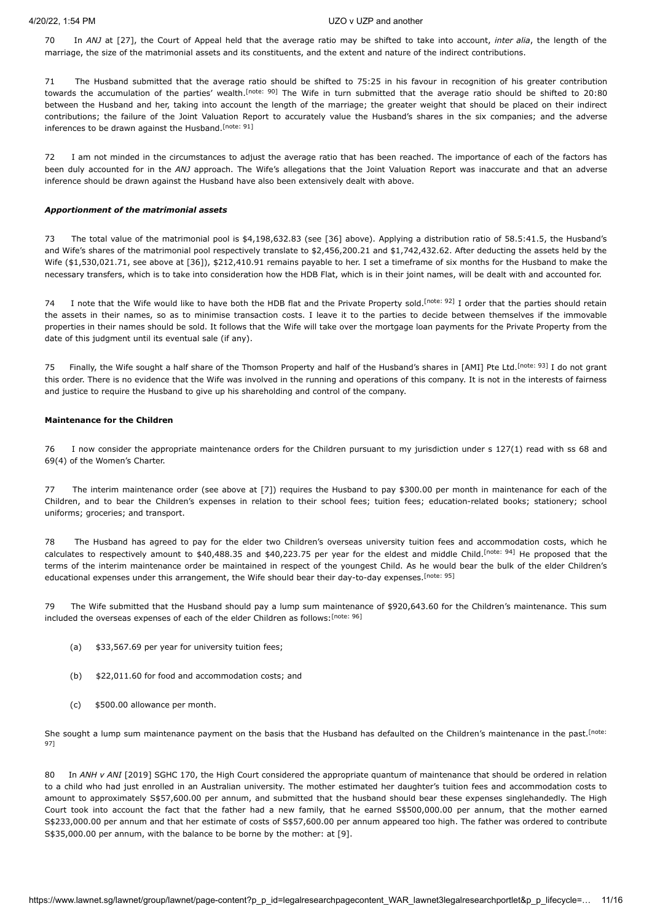70 In *ANJ* at [27], the Court of Appeal held that the average ratio may be shifted to take into account, *inter alia*, the length of the marriage, the size of the matrimonial assets and its constituents, and the extent and nature of the indirect contributions.

71 The Husband submitted that the average ratio should be shifted to 75:25 in his favour in recognition of his greater contribution towards the accumulation of the parties' wealth.[note: 90] The Wife in turn submitted that the average ratio should be shifted to 20:80 between the Husband and her, taking into account the length of the marriage; the greater weight that should be placed on their indirect contributions; the failure of the Joint Valuation Report to accurately value the Husband's shares in the six companies; and the adverse inferences to be drawn against the Husband.[note: 91]

72 I am not minded in the circumstances to adjust the average ratio that has been reached. The importance of each of the factors has been duly accounted for in the *ANJ* approach. The Wife's allegations that the Joint Valuation Report was inaccurate and that an adverse inference should be drawn against the Husband have also been extensively dealt with above.

#### *Apportionment of the matrimonial assets*

73 The total value of the matrimonial pool is $4,198,632.83 (see [36] above). Applying a distribution ratio of 58.5:41.5, the Husband's and Wife's shares of the matrimonial pool respectively translate to $2,456,200.21 and $1,742,432.62. After deducting the assets held by the Wife ($1,530,021.71, see above at [36]), $212,410.91 remains payable to her. I set a timeframe of six months for the Husband to make the necessary transfers, which is to take into consideration how the HDB Flat, which is in their joint names, will be dealt with and accounted for.

74 I note that the Wife would like to have both the HDB flat and the Private Property sold.[note: 92] I order that the parties should retain the assets in their names, so as to minimise transaction costs. I leave it to the parties to decide between themselves if the immovable properties in their names should be sold. It follows that the Wife will take over the mortgage loan payments for the Private Property from the date of this judgment until its eventual sale (if any).

75 Finally, the Wife sought a half share of the Thomson Property and half of the Husband's shares in [AMI] Pte Ltd.[note: 93] I do not grant this order. There is no evidence that the Wife was involved in the running and operations of this company. It is not in the interests of fairness and justice to require the Husband to give up his shareholding and control of the company.

### Maintenance for the Children

76 I now consider the appropriate maintenance orders for the Children pursuant to my jurisdiction under s 127(1) read with ss 68 and 69(4) of the Women's Charter.

77 The interim maintenance order (see above at [7]) requires the Husband to pay $300.00 per month in maintenance for each of the Children, and to bear the Children's expenses in relation to their school fees; tuition fees; education-related books; stationery; school uniforms; groceries; and transport.

78 The Husband has agreed to pay for the elder two Children's overseas university tuition fees and accommodation costs, which he calculates to respectively amount to $40,488.35 and $40,223.75 per year for the eldest and middle Child.[note: 94] He proposed that the terms of the interim maintenance order be maintained in respect of the youngest Child. As he would bear the bulk of the elder Children's educational expenses under this arrangement, the Wife should bear their day-to-day expenses.[note: 95]

79 The Wife submitted that the Husband should pay a lump sum maintenance of $920,643.60 for the Children's maintenance. This sum included the overseas expenses of each of the elder Children as follows:[note: 96]

(a) $33,567.69 per year for university tuition fees;

(b) $22,011.60 for food and accommodation costs; and

(c) $500.00 allowance per month.

She sought a lump sum maintenance payment on the basis that the Husband has defaulted on the Children's maintenance in the past.[note: 97]

80 In *ANH v ANI* [2019] SGHC 170, the High Court considered the appropriate quantum of maintenance that should be ordered in relation to a child who had just enrolled in an Australian university. The mother estimated her daughter's tuition fees and accommodation costs to amount to approximately S$57,600.00 per annum, and submitted that the husband should bear these expenses singlehandedly. The High Court took into account the fact that the father had a new family, that he earned S$500,000.00 per annum, that the mother earned S$233,000.00 per annum and that her estimate of costs of S$57,600.00 per annum appeared too high. The father was ordered to contribute S$35,000.00 per annum, with the balance to be borne by the mother: at [9].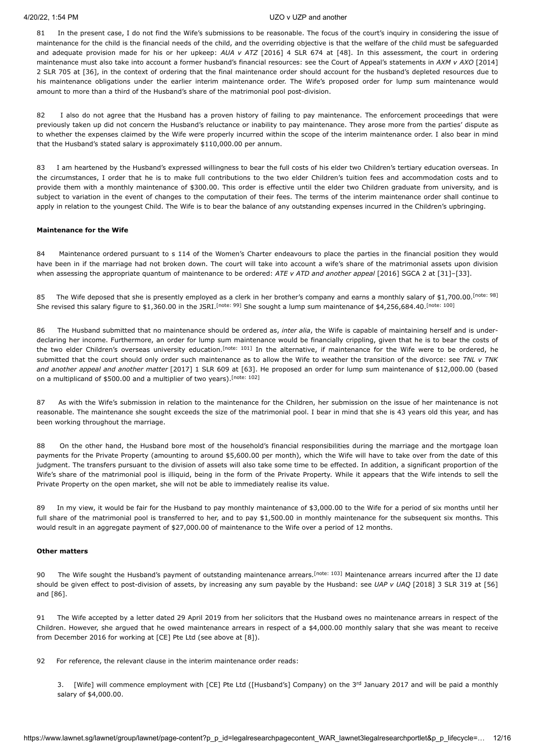81 In the present case, I do not find the Wife's submissions to be reasonable. The focus of the court's inquiry in considering the issue of maintenance for the child is the financial needs of the child, and the overriding objective is that the welfare of the child must be safeguarded and adequate provision made for his or her upkeep: *AUA v ATZ* [2016] 4 SLR 674 at [48]. In this assessment, the court in ordering maintenance must also take into account a former husband's financial resources: see the Court of Appeal's statements in *AXM v AXO* [2014] 2 SLR 705 at [36], in the context of ordering that the final maintenance order should account for the husband's depleted resources due to his maintenance obligations under the earlier interim maintenance order. The Wife's proposed order for lump sum maintenance would amount to more than a third of the Husband's share of the matrimonial pool post-division.

82 I also do not agree that the Husband has a proven history of failing to pay maintenance. The enforcement proceedings that were previously taken up did not concern the Husband's reluctance or inability to pay maintenance. They arose more from the parties' dispute as to whether the expenses claimed by the Wife were properly incurred within the scope of the interim maintenance order. I also bear in mind that the Husband's stated salary is approximately $110,000.00 per annum.

83 I am heartened by the Husband's expressed willingness to bear the full costs of his elder two Children's tertiary education overseas. In the circumstances, I order that he is to make full contributions to the two elder Children's tuition fees and accommodation costs and to provide them with a monthly maintenance of $300.00. This order is effective until the elder two Children graduate from university, and is subject to variation in the event of changes to the computation of their fees. The terms of the interim maintenance order shall continue to apply in relation to the youngest Child. The Wife is to bear the balance of any outstanding expenses incurred in the Children's upbringing.

**Maintenance for the Wife**

84 Maintenance ordered pursuant to s 114 of the Women's Charter endeavours to place the parties in the financial position they would have been in if the marriage had not broken down. The court will take into account a wife's share of the matrimonial assets upon division when assessing the appropriate quantum of maintenance to be ordered: *ATE v ATD and another appeal* [2016] SGCA 2 at [31]–[33].

85 The Wife deposed that she is presently employed as a clerk in her brother's company and earns a monthly salary of $1,700.00.[note: 98] She revised this salary figure to $1,360.00 in the JSRI.[note: 99] She sought a lump sum maintenance of $4,256,684.40.[note: 100]

86 The Husband submitted that no maintenance should be ordered as, *inter alia*, the Wife is capable of maintaining herself and is under-declaring her income. Furthermore, an order for lump sum maintenance would be financially crippling, given that he is to bear the costs of the two elder Children's overseas university education.[note: 101] In the alternative, if maintenance for the Wife were to be ordered, he submitted that the court should only order such maintenance as to allow the Wife to weather the transition of the divorce: see *TNL v TNK and another appeal and another matter* [2017] 1 SLR 609 at [63]. He proposed an order for lump sum maintenance of $12,000.00 (based on a multiplicand of $500.00 and a multiplier of two years).[note: 102]

87 As with the Wife's submission in relation to the maintenance for the Children, her submission on the issue of her maintenance is not reasonable. The maintenance she sought exceeds the size of the matrimonial pool. I bear in mind that she is 43 years old this year, and has been working throughout the marriage.

88 On the other hand, the Husband bore most of the household's financial responsibilities during the marriage and the mortgage loan payments for the Private Property (amounting to around $5,600.00 per month), which the Wife will have to take over from the date of this judgment. The transfers pursuant to the division of assets will also take some time to be effected. In addition, a significant proportion of the Wife's share of the matrimonial pool is illiquid, being in the form of the Private Property. While it appears that the Wife intends to sell the Private Property on the open market, she will not be able to immediately realise its value.

89 In my view, it would be fair for the Husband to pay monthly maintenance of $3,000.00 to the Wife for a period of six months until her full share of the matrimonial pool is transferred to her, and to pay $1,500.00 in monthly maintenance for the subsequent six months. This would result in an aggregate payment of $27,000.00 of maintenance to the Wife over a period of 12 months.

**Other matters**

90 The Wife sought the Husband's payment of outstanding maintenance arrears.[note: 103] Maintenance arrears incurred after the IJ date should be given effect to post-division of assets, by increasing any sum payable by the Husband: see *UAP v UAQ* [2018] 3 SLR 319 at [56] and [86].

91 The Wife accepted by a letter dated 29 April 2019 from her solicitors that the Husband owes no maintenance arrears in respect of the Children. However, she argued that he owed maintenance arrears in respect of a $4,000.00 monthly salary that she was meant to receive from December 2016 for working at [CE] Pte Ltd (see above at [8]).

92 For reference, the relevant clause in the interim maintenance order reads:

> 3. [Wife] will commence employment with [CE] Pte Ltd ([Husband's] Company) on the 3rd January 2017 and will be paid a monthly salary of $4,000.00.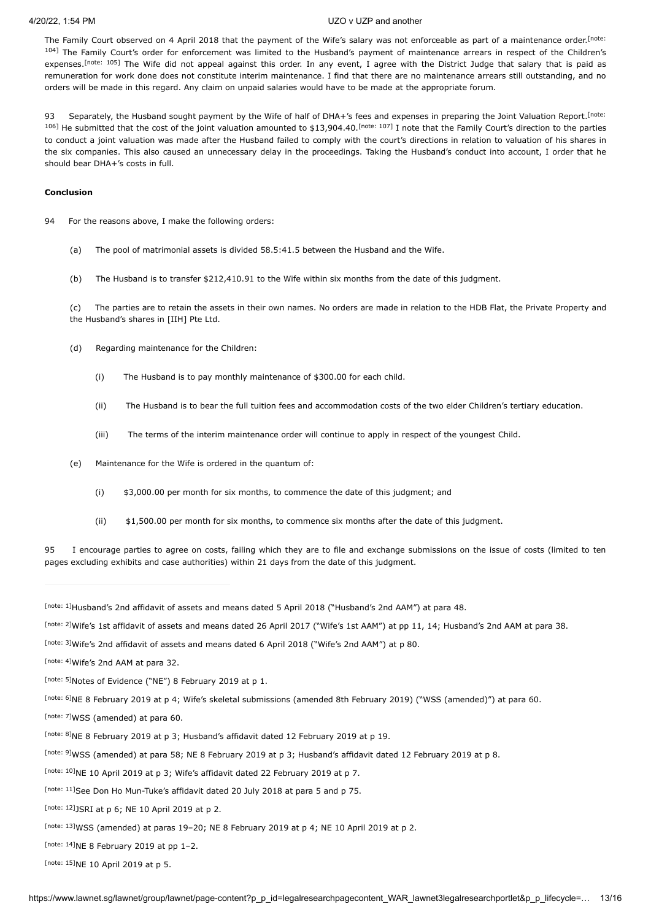The Family Court observed on 4 April 2018 that the payment of the Wife's salary was not enforceable as part of a maintenance order.[note: 104] The Family Court's order for enforcement was limited to the Husband's payment of maintenance arrears in respect of the Children's expenses.[note: 105] The Wife did not appeal against this order. In any event, I agree with the District Judge that salary that is paid as remuneration for work done does not constitute interim maintenance. I find that there are no maintenance arrears still outstanding, and no orders will be made in this regard. Any claim on unpaid salaries would have to be made at the appropriate forum.

93 Separately, the Husband sought payment by the Wife of half of DHA+'s fees and expenses in preparing the Joint Valuation Report.[note: 106] He submitted that the cost of the joint valuation amounted to $13,904.40.[note: 107] I note that the Family Court's direction to the parties to conduct a joint valuation was made after the Husband failed to comply with the court's directions in relation to valuation of his shares in the six companies. This also caused an unnecessary delay in the proceedings. Taking the Husband's conduct into account, I order that he should bear DHA+'s costs in full.

**Conclusion**

94 For the reasons above, I make the following orders:

(a) The pool of matrimonial assets is divided 58.5:41.5 between the Husband and the Wife.

(b) The Husband is to transfer $212,410.91 to the Wife within six months from the date of this judgment.

(c) The parties are to retain the assets in their own names. No orders are made in relation to the HDB Flat, the Private Property and the Husband's shares in [IIH] Pte Ltd.

(d) Regarding maintenance for the Children:

(i) The Husband is to pay monthly maintenance of $300.00 for each child.

(ii) The Husband is to bear the full tuition fees and accommodation costs of the two elder Children's tertiary education.

(iii) The terms of the interim maintenance order will continue to apply in respect of the youngest Child.

(e) Maintenance for the Wife is ordered in the quantum of:

(i) $3,000.00 per month for six months, to commence the date of this judgment; and

(ii) $1,500.00 per month for six months, to commence six months after the date of this judgment.

95 I encourage parties to agree on costs, failing which they are to file and exchange submissions on the issue of costs (limited to ten pages excluding exhibits and case authorities) within 21 days from the date of this judgment.

---

[note: 1]Husband's 2nd affidavit of assets and means dated 5 April 2018 ("Husband's 2nd AAM") at para 48.

[note: 2]Wife's 1st affidavit of assets and means dated 26 April 2017 ("Wife's 1st AAM") at pp 11, 14; Husband's 2nd AAM at para 38.

[note: 3]Wife's 2nd affidavit of assets and means dated 6 April 2018 ("Wife's 2nd AAM") at p 80.

[note: 4]Wife's 2nd AAM at para 32.

[note: 5]Notes of Evidence ("NE") 8 February 2019 at p 1.

[note: 6]NE 8 February 2019 at p 4; Wife's skeletal submissions (amended 8th February 2019) ("WSS (amended)") at para 60.

[note: 7]WSS (amended) at para 60.

[note: 8]NE 8 February 2019 at p 3; Husband's affidavit dated 12 February 2019 at p 19.

[note: 9]WSS (amended) at para 58; NE 8 February 2019 at p 3; Husband's affidavit dated 12 February 2019 at p 8.

[note: 10]NE 10 April 2019 at p 3; Wife's affidavit dated 22 February 2019 at p 7.

[note: 11]See Don Ho Mun-Tuke's affidavit dated 20 July 2018 at para 5 and p 75.

[note: 12]JSRI at p 6; NE 10 April 2019 at p 2.

[note: 13]WSS (amended) at paras 19–20; NE 8 February 2019 at p 4; NE 10 April 2019 at p 2.

[note: 14]NE 8 February 2019 at pp 1–2.

[note: 15]NE 10 April 2019 at p 5.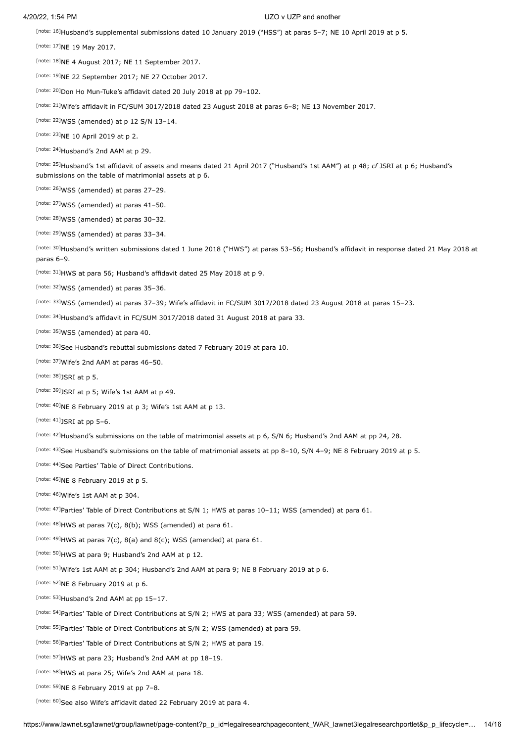[note: 16]Husband's supplemental submissions dated 10 January 2019 ("HSS") at paras 5–7; NE 10 April 2019 at p 5.

[note: 17]NE 19 May 2017.

[note: 18]NE 4 August 2017; NE 11 September 2017.

[note: 19]NE 22 September 2017; NE 27 October 2017.

[note: 20]Don Ho Mun-Tuke's affidavit dated 20 July 2018 at pp 79–102.

[note: 21]Wife's affidavit in FC/SUM 3017/2018 dated 23 August 2018 at paras 6–8; NE 13 November 2017.

[note: 22]WSS (amended) at p 12 S/N 13–14.

[note: 23]NE 10 April 2019 at p 2.

[note: 24]Husband's 2nd AAM at p 29.

[note: 25]Husband's 1st affidavit of assets and means dated 21 April 2017 ("Husband's 1st AAM") at p 48; *cf* JSRI at p 6; Husband's submissions on the table of matrimonial assets at p 6.

[note: 26]WSS (amended) at paras 27–29.

[note: 27]WSS (amended) at paras 41–50.

[note: 28]WSS (amended) at paras 30–32.

[note: 29]WSS (amended) at paras 33–34.

[note: 30]Husband's written submissions dated 1 June 2018 ("HWS") at paras 53–56; Husband's affidavit in response dated 21 May 2018 at paras 6–9.

[note: 31]HWS at para 56; Husband's affidavit dated 25 May 2018 at p 9.

[note: 32]WSS (amended) at paras 35–36.

[note: 33]WSS (amended) at paras 37–39; Wife's affidavit in FC/SUM 3017/2018 dated 23 August 2018 at paras 15–23.

[note: 34]Husband's affidavit in FC/SUM 3017/2018 dated 31 August 2018 at para 33.

[note: 35]WSS (amended) at para 40.

[note: 36]See Husband's rebuttal submissions dated 7 February 2019 at para 10.

[note: 37]Wife's 2nd AAM at paras 46–50.

[note: 38]JSRI at p 5.

[note: 39]JSRI at p 5; Wife's 1st AAM at p 49.

[note: 40]NE 8 February 2019 at p 3; Wife's 1st AAM at p 13.

[note: 41]JSRI at pp 5–6.

[note: 42]Husband's submissions on the table of matrimonial assets at p 6, S/N 6; Husband's 2nd AAM at pp 24, 28.

[note: 43]See Husband's submissions on the table of matrimonial assets at pp 8–10, S/N 4–9; NE 8 February 2019 at p 5.

[note: 44]See Parties' Table of Direct Contributions.

[note: 45]NE 8 February 2019 at p 5.

[note: 46]Wife's 1st AAM at p 304.

[note: 47]Parties' Table of Direct Contributions at S/N 1; HWS at paras 10–11; WSS (amended) at para 61.

[note: 48]HWS at paras 7(c), 8(b); WSS (amended) at para 61.

[note: 49]HWS at paras 7(c), 8(a) and 8(c); WSS (amended) at para 61.

[note: 50]HWS at para 9; Husband's 2nd AAM at p 12.

[note: 51]Wife's 1st AAM at p 304; Husband's 2nd AAM at para 9; NE 8 February 2019 at p 6.

[note: 52]NE 8 February 2019 at p 6.

[note: 53]Husband's 2nd AAM at pp 15–17.

[note: 54]Parties' Table of Direct Contributions at S/N 2; HWS at para 33; WSS (amended) at para 59.

[note: 55]Parties' Table of Direct Contributions at S/N 2; WSS (amended) at para 59.

[note: 56]Parties' Table of Direct Contributions at S/N 2; HWS at para 19.

[note: 57]HWS at para 23; Husband's 2nd AAM at pp 18–19.

[note: 58]HWS at para 25; Wife's 2nd AAM at para 18.

[note: 59]NE 8 February 2019 at pp 7–8.

[note: 60]See also Wife's affidavit dated 22 February 2019 at para 4.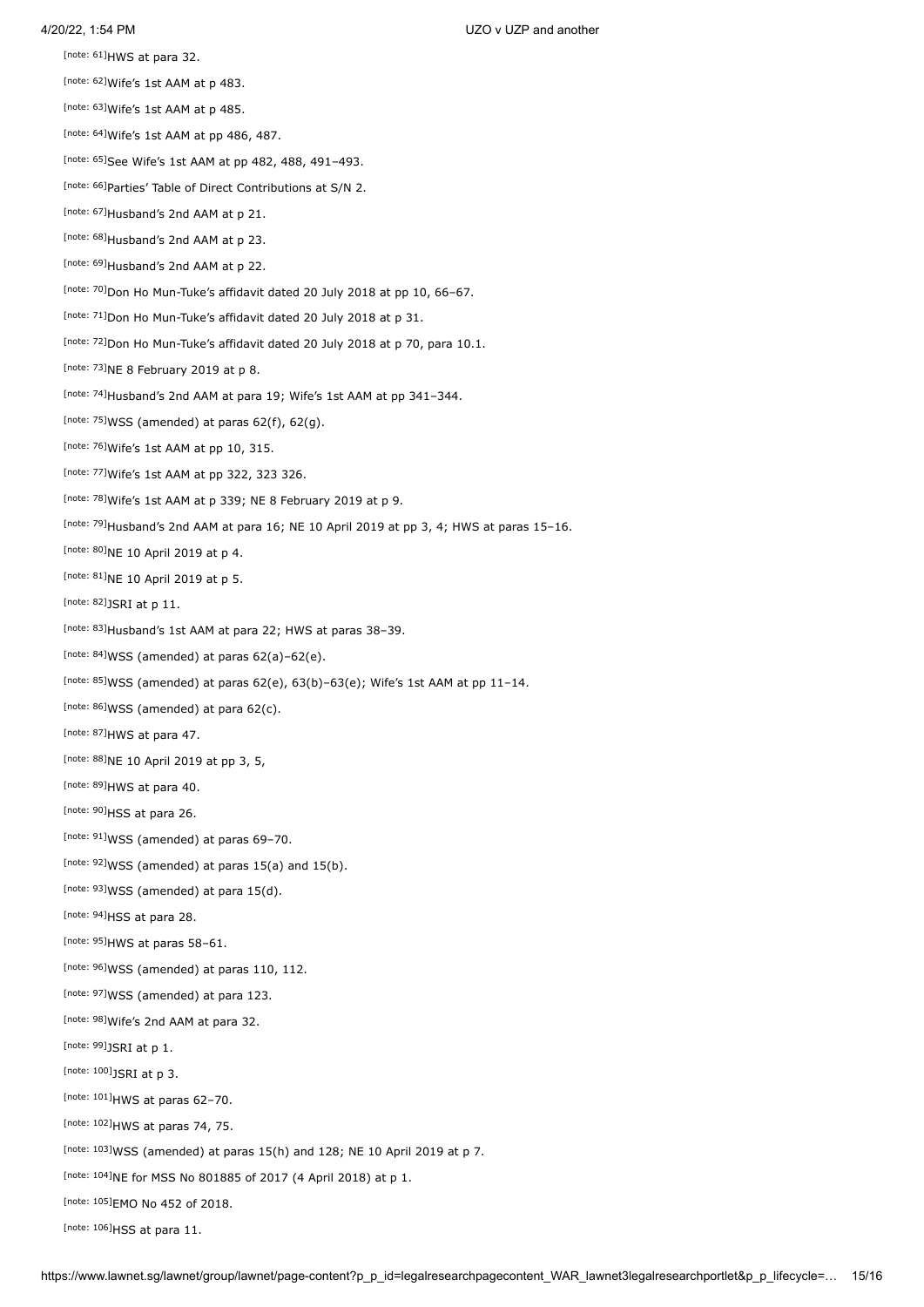[note: 61]HWS at para 32.

[note: 62]Wife's 1st AAM at p 483.

[note: 63]Wife's 1st AAM at p 485.

[note: 64]Wife's 1st AAM at pp 486, 487.

[note: 65]See Wife's 1st AAM at pp 482, 488, 491–493.

[note: 66]Parties' Table of Direct Contributions at S/N 2.

[note: 67]Husband's 2nd AAM at p 21.

[note: 68]Husband's 2nd AAM at p 23.

[note: 69]Husband's 2nd AAM at p 22.

[note: 70]Don Ho Mun-Tuke's affidavit dated 20 July 2018 at pp 10, 66–67.

[note: 71]Don Ho Mun-Tuke's affidavit dated 20 July 2018 at p 31.

[note: 72]Don Ho Mun-Tuke's affidavit dated 20 July 2018 at p 70, para 10.1.

[note: 73]NE 8 February 2019 at p 8.

[note: 74]Husband's 2nd AAM at para 19; Wife's 1st AAM at pp 341–344.

[note: 75]WSS (amended) at paras 62(f), 62(g).

[note: 76]Wife's 1st AAM at pp 10, 315.

[note: 77]Wife's 1st AAM at pp 322, 323 326.

[note: 78]Wife's 1st AAM at p 339; NE 8 February 2019 at p 9.

[note: 79]Husband's 2nd AAM at para 16; NE 10 April 2019 at pp 3, 4; HWS at paras 15–16.

[note: 80]NE 10 April 2019 at p 4.

[note: 81]NE 10 April 2019 at p 5.

[note: 82]JSRI at p 11.

[note: 83]Husband's 1st AAM at para 22; HWS at paras 38–39.

[note: 84]WSS (amended) at paras 62(a)–62(e).

[note: 85]WSS (amended) at paras 62(e), 63(b)–63(e); Wife's 1st AAM at pp 11–14.

[note: 86]WSS (amended) at para 62(c).

[note: 87]HWS at para 47.

[note: 88]NE 10 April 2019 at pp 3, 5,

[note: 89]HWS at para 40.

[note: 90]HSS at para 26.

[note: 91]WSS (amended) at paras 69–70.

[note: 92]WSS (amended) at paras 15(a) and 15(b).

[note: 93]WSS (amended) at para 15(d).

[note: 94]HSS at para 28.

[note: 95]HWS at paras 58–61.

[note: 96]WSS (amended) at paras 110, 112.

[note: 97]WSS (amended) at para 123.

[note: 98]Wife's 2nd AAM at para 32.

[note: 99]JSRI at p 1.

[note: 100]JSRI at p 3.

[note: 101]HWS at paras 62–70.

[note: 102]HWS at paras 74, 75.

[note: 103]WSS (amended) at paras 15(h) and 128; NE 10 April 2019 at p 7.

[note: 104]NE for MSS No 801885 of 2017 (4 April 2018) at p 1.

[note: 105]EMO No 452 of 2018.

[note: 106]HSS at para 11.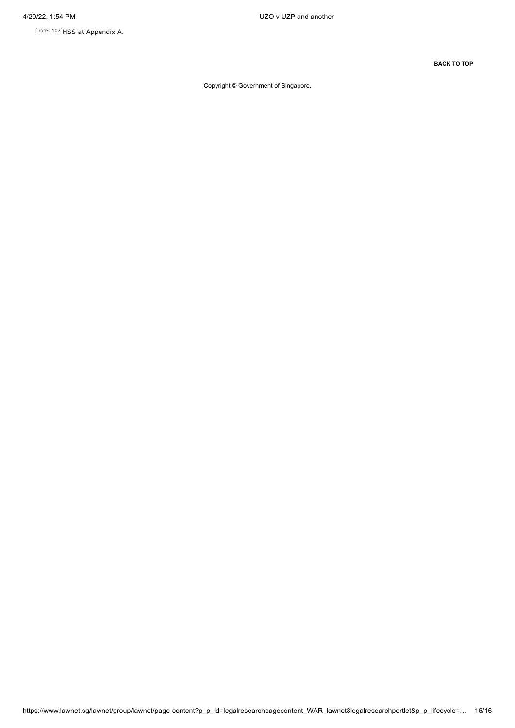[note: 107]HSS at Appendix A.

BACK TO TOP

Copyright © Government of Singapore.